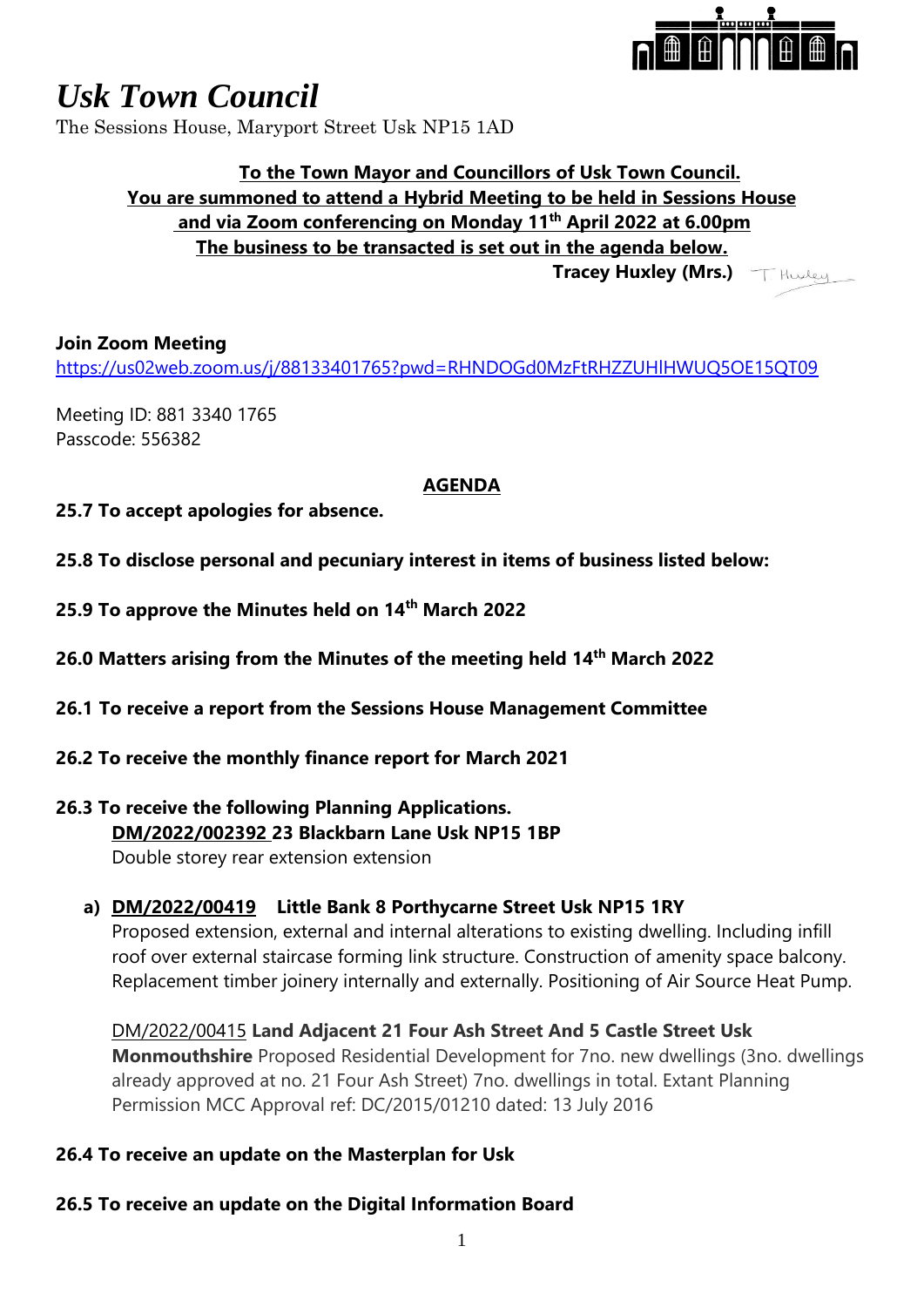# *Usk Town Council*

The Sessions House, Maryport Street Usk NP15 1AD

**To the Town Mayor and Councillors of Usk Town Council.**
**You are summoned to attend a Hybrid Meeting to be held in Sessions House and via Zoom conferencing on Monday 11th April 2022 at 6.00pm**
**The business to be transacted is set out in the agenda below.**

**Tracey Huxley (Mrs.)**

**Join Zoom Meeting**
https://us02web.zoom.us/j/88133401765?pwd=RHNDOGd0MzFtRHZZUHlHWUQ5OE15QT09

Meeting ID: 881 3340 1765
Passcode: 556382

## AGENDA

**25.7 To accept apologies for absence.**

**25.8 To disclose personal and pecuniary interest in items of business listed below:**

**25.9 To approve the Minutes held on 14th March 2022**

**26.0 Matters arising from the Minutes of the meeting held 14th March 2022**

**26.1 To receive a report from the Sessions House Management Committee**

**26.2 To receive the monthly finance report for March 2021**

**26.3 To receive the following Planning Applications.**

**DM/2022/002392 23 Blackbarn Lane Usk NP15 1BP**
Double storey rear extension extension

a) **DM/2022/00419 Little Bank 8 Porthycarne Street Usk NP15 1RY**
Proposed extension, external and internal alterations to existing dwelling. Including infill roof over external staircase forming link structure. Construction of amenity space balcony. Replacement timber joinery internally and externally. Positioning of Air Source Heat Pump.

DM/2022/00415 **Land Adjacent 21 Four Ash Street And 5 Castle Street Usk Monmouthshire** Proposed Residential Development for 7no. new dwellings (3no. dwellings already approved at no. 21 Four Ash Street) 7no. dwellings in total. Extant Planning Permission MCC Approval ref: DC/2015/01210 dated: 13 July 2016

**26.4 To receive an update on the Masterplan for Usk**

**26.5 To receive an update on the Digital Information Board**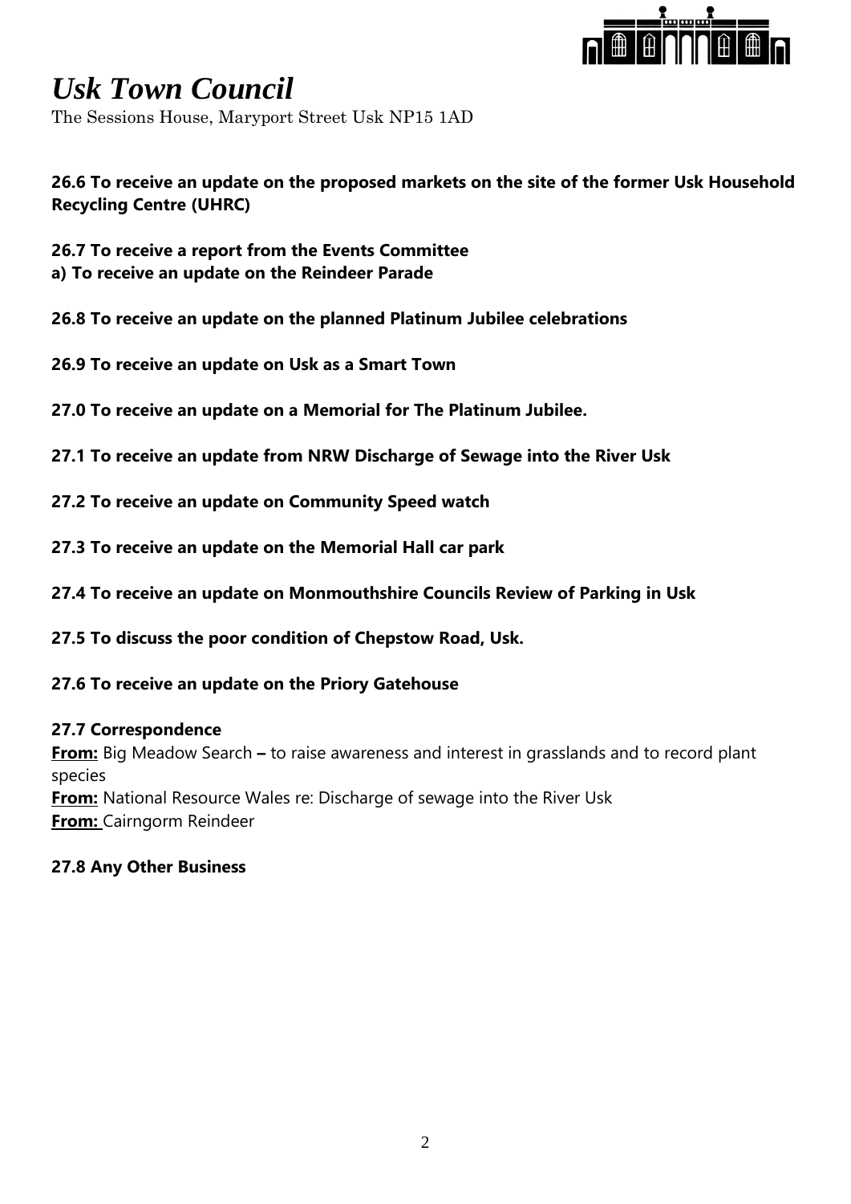# *Usk Town Council*

The Sessions House, Maryport Street Usk NP15 1AD

**26.6 To receive an update on the proposed markets on the site of the former Usk Household Recycling Centre (UHRC)**

**26.7 To receive a report from the Events Committee**
**a) To receive an update on the Reindeer Parade**

**26.8 To receive an update on the planned Platinum Jubilee celebrations**

**26.9 To receive an update on Usk as a Smart Town**

**27.0 To receive an update on a Memorial for The Platinum Jubilee.**

**27.1 To receive an update from NRW Discharge of Sewage into the River Usk**

**27.2 To receive an update on Community Speed watch**

**27.3 To receive an update on the Memorial Hall car park**

**27.4 To receive an update on Monmouthshire Councils Review of Parking in Usk**

**27.5 To discuss the poor condition of Chepstow Road, Usk.**

**27.6 To receive an update on the Priory Gatehouse**

**27.7 Correspondence**

**From:** Big Meadow Search **–** to raise awareness and interest in grasslands and to record plant species
**From:** National Resource Wales re: Discharge of sewage into the River Usk
**From:** Cairngorm Reindeer

**27.8 Any Other Business**